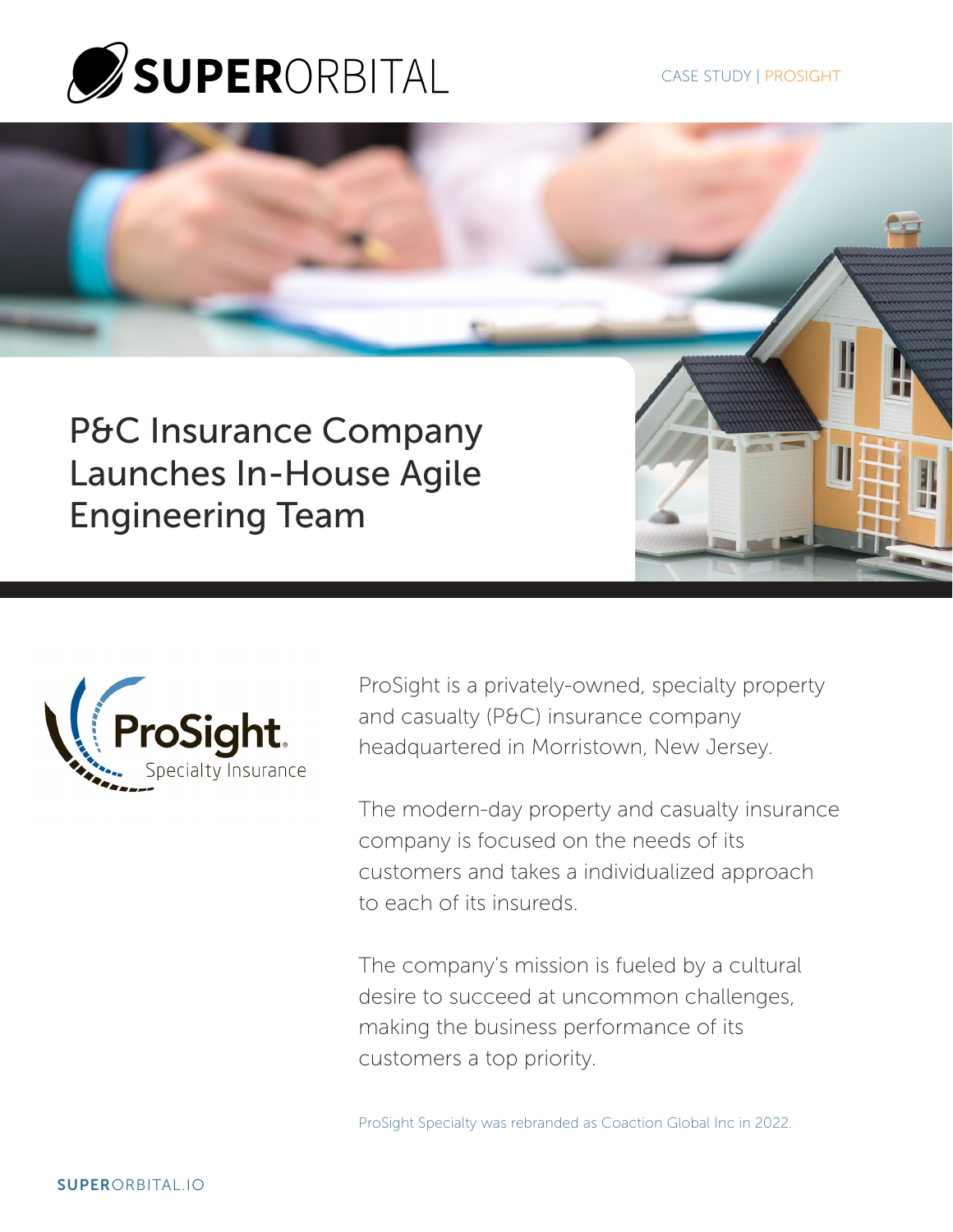SUPERORBITAL

CASE STUDY | PROSIGHT

# P&C Insurance Company Launches In-House Agile Engineering Team

ProSight Specialty Insurance

ProSight is a privately-owned, specialty property and casualty (P&C) insurance company headquartered in Morristown, New Jersey.

The modern-day property and casualty insurance company is focused on the needs of its customers and takes a individualized approach to each of its insureds.

The company's mission is fueled by a cultural desire to succeed at uncommon challenges, making the business performance of its customers a top priority.

ProSight Specialty was rebranded as Coaction Global Inc in 2022.

SUPERORBITAL.IO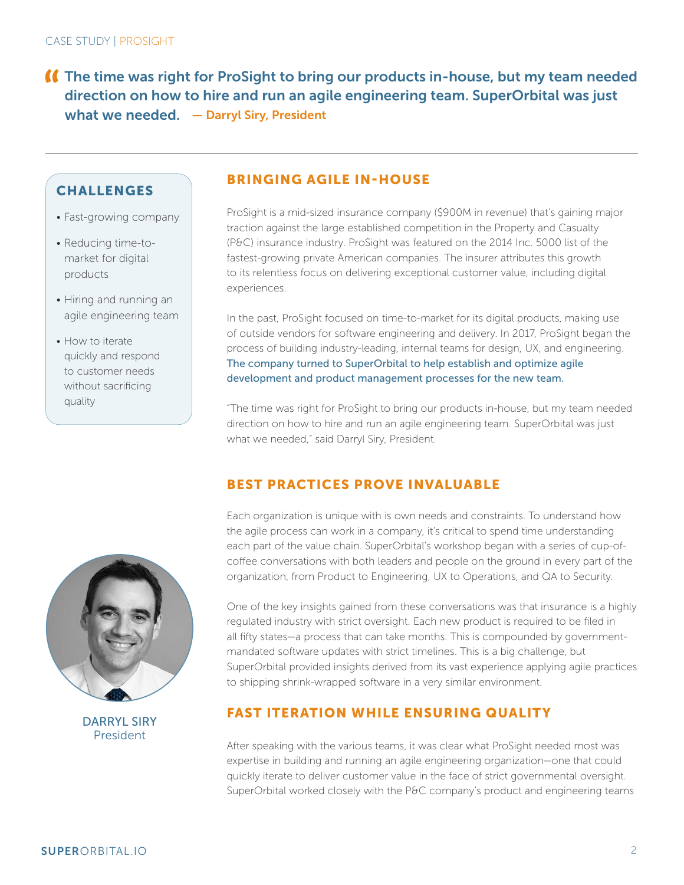> "The time was right for ProSight to bring our products in-house, but my team needed direction on how to hire and run an agile engineering team. SuperOrbital was just what we needed. — Darryl Siry, President

## CHALLENGES

- Fast-growing company
- Reducing time-to-market for digital products
- Hiring and running an agile engineering team
- How to iterate quickly and respond to customer needs without sacrificing quality

## BRINGING AGILE IN-HOUSE

ProSight is a mid-sized insurance company ($900M in revenue) that's gaining major traction against the large established competition in the Property and Casualty (P&C) insurance industry. ProSight was featured on the 2014 Inc. 5000 list of the fastest-growing private American companies. The insurer attributes this growth to its relentless focus on delivering exceptional customer value, including digital experiences.

In the past, ProSight focused on time-to-market for its digital products, making use of outside vendors for software engineering and delivery. In 2017, ProSight began the process of building industry-leading, internal teams for design, UX, and engineering. **The company turned to SuperOrbital to help establish and optimize agile development and product management processes for the new team.**

"The time was right for ProSight to bring our products in-house, but my team needed direction on how to hire and run an agile engineering team. SuperOrbital was just what we needed," said Darryl Siry, President.

## BEST PRACTICES PROVE INVALUABLE

Each organization is unique with is own needs and constraints. To understand how the agile process can work in a company, it's critical to spend time understanding each part of the value chain. SuperOrbital's workshop began with a series of cup-of-coffee conversations with both leaders and people on the ground in every part of the organization, from Product to Engineering, UX to Operations, and QA to Security.

One of the key insights gained from these conversations was that insurance is a highly regulated industry with strict oversight. Each new product is required to be filed in all fifty states—a process that can take months. This is compounded by government-mandated software updates with strict timelines. This is a big challenge, but SuperOrbital provided insights derived from its vast experience applying agile practices to shipping shrink-wrapped software in a very similar environment.

DARRYL SIRY
President

## FAST ITERATION WHILE ENSURING QUALITY

After speaking with the various teams, it was clear what ProSight needed most was expertise in building and running an agile engineering organization—one that could quickly iterate to deliver customer value in the face of strict governmental oversight. SuperOrbital worked closely with the P&C company's product and engineering teams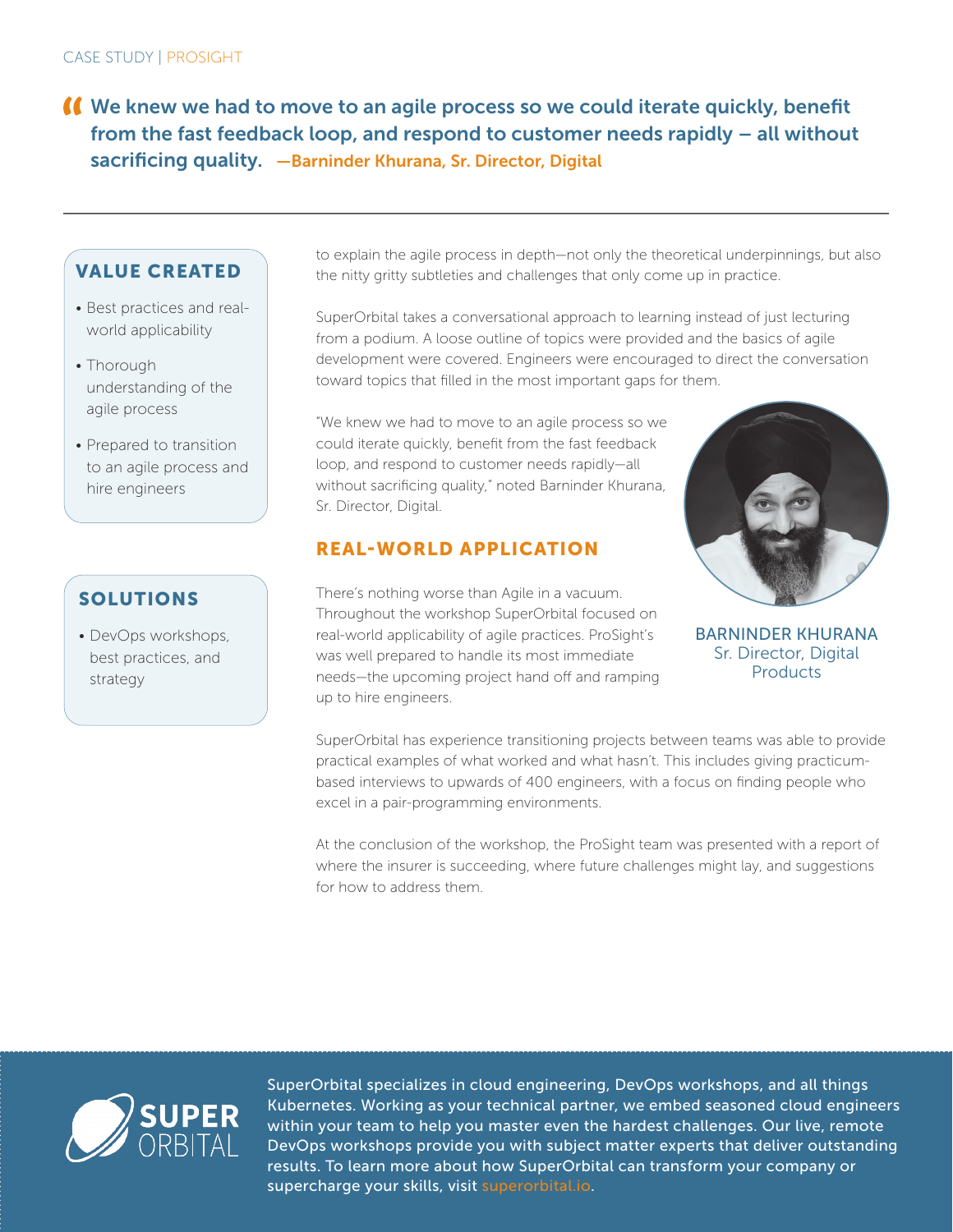> We knew we had to move to an agile process so we could iterate quickly, benefit from the fast feedback loop, and respond to customer needs rapidly – all without sacrificing quality. —Barninder Khurana, Sr. Director, Digital

## VALUE CREATED

- Best practices and real-world applicability
- Thorough understanding of the agile process
- Prepared to transition to an agile process and hire engineers

## SOLUTIONS

- DevOps workshops, best practices, and strategy

to explain the agile process in depth—not only the theoretical underpinnings, but also the nitty gritty subtleties and challenges that only come up in practice.

SuperOrbital takes a conversational approach to learning instead of just lecturing from a podium. A loose outline of topics were provided and the basics of agile development were covered. Engineers were encouraged to direct the conversation toward topics that filled in the most important gaps for them.

"We knew we had to move to an agile process so we could iterate quickly, benefit from the fast feedback loop, and respond to customer needs rapidly—all without sacrificing quality," noted Barninder Khurana, Sr. Director, Digital.

BARNINDER KHURANA
Sr. Director, Digital Products

## REAL-WORLD APPLICATION

There's nothing worse than Agile in a vacuum. Throughout the workshop SuperOrbital focused on real-world applicability of agile practices. ProSight's was well prepared to handle its most immediate needs—the upcoming project hand off and ramping up to hire engineers.

SuperOrbital has experience transitioning projects between teams was able to provide practical examples of what worked and what hasn't. This includes giving practicum-based interviews to upwards of 400 engineers, with a focus on finding people who excel in a pair-programming environments.

At the conclusion of the workshop, the ProSight team was presented with a report of where the insurer is succeeding, where future challenges might lay, and suggestions for how to address them.

SUPER ORBITAL

SuperOrbital specializes in cloud engineering, DevOps workshops, and all things Kubernetes. Working as your technical partner, we embed seasoned cloud engineers within your team to help you master even the hardest challenges. Our live, remote DevOps workshops provide you with subject matter experts that deliver outstanding results. To learn more about how SuperOrbital can transform your company or supercharge your skills, visit superorbital.io.